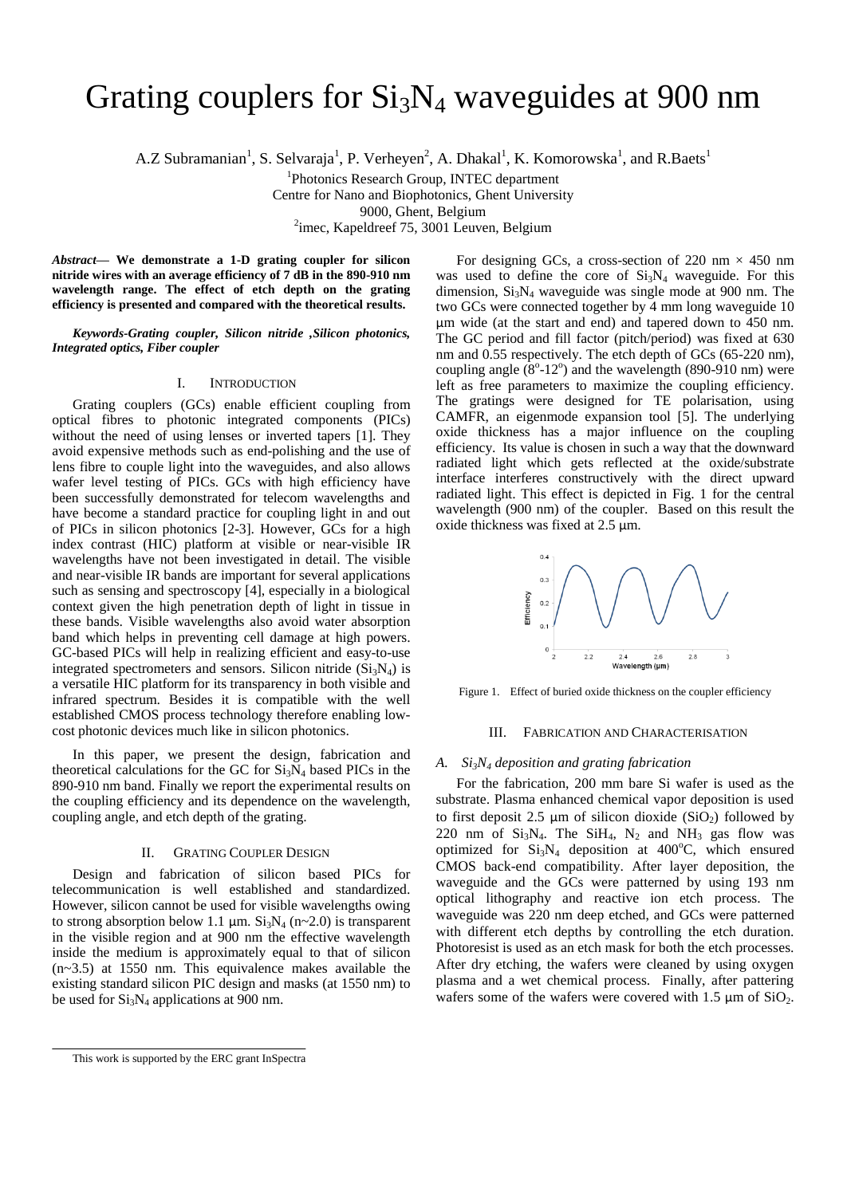# Grating couplers for $Si_3N_4$ waveguides at 900 nm

A.Z Subramanian[1], S. Selvaraja[1], P. Verheyen[2], A. Dhakal[1], K. Komorowska[1], and R.Baets[1]

[1]Photonics Research Group, INTEC department
Centre for Nano and Biophotonics, Ghent University
9000, Ghent, Belgium
[2]imec, Kapeldreef 75, 3001 Leuven, Belgium

***Abstract*— We demonstrate a 1-D grating coupler for silicon nitride wires with an average efficiency of 7 dB in the 890-910 nm wavelength range. The effect of etch depth on the grating efficiency is presented and compared with the theoretical results.**

***Keywords-Grating coupler, Silicon nitride ,Silicon photonics, Integrated optics, Fiber coupler***

## I. INTRODUCTION

Grating couplers (GCs) enable efficient coupling from optical fibres to photonic integrated components (PICs) without the need of using lenses or inverted tapers [1]. They avoid expensive methods such as end-polishing and the use of lens fibre to couple light into the waveguides, and also allows wafer level testing of PICs. GCs with high efficiency have been successfully demonstrated for telecom wavelengths and have become a standard practice for coupling light in and out of PICs in silicon photonics [2-3]. However, GCs for a high index contrast (HIC) platform at visible or near-visible IR wavelengths have not been investigated in detail. The visible and near-visible IR bands are important for several applications such as sensing and spectroscopy [4], especially in a biological context given the high penetration depth of light in tissue in these bands. Visible wavelengths also avoid water absorption band which helps in preventing cell damage at high powers. GC-based PICs will help in realizing efficient and easy-to-use integrated spectrometers and sensors. Silicon nitride ($Si_3N_4$) is a versatile HIC platform for its transparency in both visible and infrared spectrum. Besides it is compatible with the well established CMOS process technology therefore enabling low-cost photonic devices much like in silicon photonics.

In this paper, we present the design, fabrication and theoretical calculations for the GC for $Si_3N_4$ based PICs in the 890-910 nm band. Finally we report the experimental results on the coupling efficiency and its dependence on the wavelength, coupling angle, and etch depth of the grating.

## II. GRATING COUPLER DESIGN

Design and fabrication of silicon based PICs for telecommunication is well established and standardized. However, silicon cannot be used for visible wavelengths owing to strong absorption below 1.1 µm. $Si_3N_4$ (n~2.0) is transparent in the visible region and at 900 nm the effective wavelength inside the medium is approximately equal to that of silicon (n~3.5) at 1550 nm. This equivalence makes available the existing standard silicon PIC design and masks (at 1550 nm) to be used for $Si_3N_4$ applications at 900 nm.

For designing GCs, a cross-section of 220 nm × 450 nm was used to define the core of $Si_3N_4$ waveguide. For this dimension, $Si_3N_4$ waveguide was single mode at 900 nm. The two GCs were connected together by 4 mm long waveguide 10 µm wide (at the start and end) and tapered down to 450 nm. The GC period and fill factor (pitch/period) was fixed at 630 nm and 0.55 respectively. The etch depth of GCs (65-220 nm), coupling angle ($8^o$-$12^o$) and the wavelength (890-910 nm) were left as free parameters to maximize the coupling efficiency. The gratings were designed for TE polarisation, using CAMFR, an eigenmode expansion tool [5]. The underlying oxide thickness has a major influence on the coupling efficiency. Its value is chosen in such a way that the downward radiated light which gets reflected at the oxide/substrate interface interferes constructively with the direct upward radiated light. This effect is depicted in Fig. 1 for the central wavelength (900 nm) of the coupler. Based on this result the oxide thickness was fixed at 2.5 µm.

Figure 1. Effect of buried oxide thickness on the coupler efficiency

## III. FABRICATION AND CHARACTERISATION

### *A. $Si_3N_4$ deposition and grating fabrication*

For the fabrication, 200 mm bare Si wafer is used as the substrate. Plasma enhanced chemical vapor deposition is used to first deposit 2.5 µm of silicon dioxide ($SiO_2$) followed by 220 nm of $Si_3N_4$. The $SiH_4$, $N_2$ and $NH_3$ gas flow was optimized for $Si_3N_4$ deposition at $400^oC$, which ensured CMOS back-end compatibility. After layer deposition, the waveguide and the GCs were patterned by using 193 nm optical lithography and reactive ion etch process. The waveguide was 220 nm deep etched, and GCs were patterned with different etch depths by controlling the etch duration. Photoresist is used as an etch mask for both the etch processes. After dry etching, the wafers were cleaned by using oxygen plasma and a wet chemical process. Finally, after pattering wafers some of the wafers were covered with 1.5 µm of $SiO_2$.

This work is supported by the ERC grant InSpectra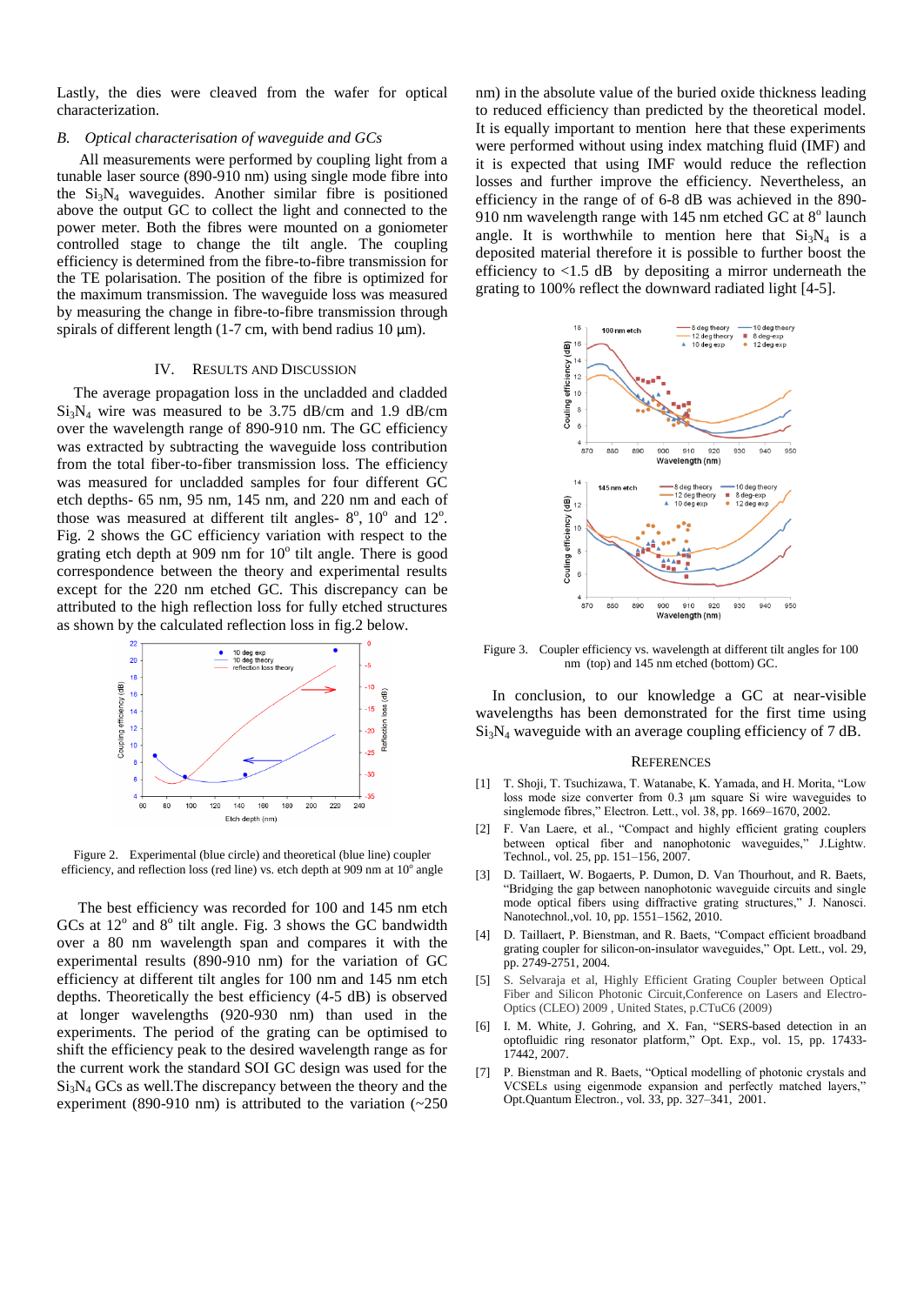Lastly, the dies were cleaved from the wafer for optical characterization.

### B. Optical characterisation of waveguide and GCs

All measurements were performed by coupling light from a tunable laser source (890-910 nm) using single mode fibre into the $Si_3N_4$ waveguides. Another similar fibre is positioned above the output GC to collect the light and connected to the power meter. Both the fibres were mounted on a goniometer controlled stage to change the tilt angle. The coupling efficiency is determined from the fibre-to-fibre transmission for the TE polarisation. The position of the fibre is optimized for the maximum transmission. The waveguide loss was measured by measuring the change in fibre-to-fibre transmission through spirals of different length (1-7 cm, with bend radius 10 µm).

## IV. Results and Discussion

The average propagation loss in the uncladded and cladded $Si_3N_4$ wire was measured to be 3.75 dB/cm and 1.9 dB/cm over the wavelength range of 890-910 nm. The GC efficiency was extracted by subtracting the waveguide loss contribution from the total fiber-to-fiber transmission loss. The efficiency was measured for uncladded samples for four different GC etch depths- 65 nm, 95 nm, 145 nm, and 220 nm and each of those was measured at different tilt angles- $8^o$, $10^o$ and $12^o$. Fig. 2 shows the GC efficiency variation with respect to the grating etch depth at 909 nm for $10^o$ tilt angle. There is good correspondence between the theory and experimental results except for the 220 nm etched GC. This discrepancy can be attributed to the high reflection loss for fully etched structures as shown by the calculated reflection loss in fig.2 below.

10 deg exp
10 deg theory
reflection loss theory
Coupling efficiency (dB)
Reflection loss (dB)
Etch depth (nm)

Figure 2. Experimental (blue circle) and theoretical (blue line) coupler efficiency, and reflection loss (red line) vs. etch depth at 909 nm at $10^o$ angle

The best efficiency was recorded for 100 and 145 nm etch GCs at $12^o$ and $8^o$ tilt angle. Fig. 3 shows the GC bandwidth over a 80 nm wavelength span and compares it with the experimental results (890-910 nm) for the variation of GC efficiency at different tilt angles for 100 nm and 145 nm etch depths. Theoretically the best efficiency (4-5 dB) is observed at longer wavelengths (920-930 nm) than used in the experiments. The period of the grating can be optimised to shift the efficiency peak to the desired wavelength range as for the current work the standard SOI GC design was used for the $Si_3N_4$ GCs as well.The discrepancy between the theory and the experiment (890-910 nm) is attributed to the variation (~250 nm) in the absolute value of the buried oxide thickness leading to reduced efficiency than predicted by the theoretical model. It is equally important to mention here that these experiments were performed without using index matching fluid (IMF) and it is expected that using IMF would reduce the reflection losses and further improve the efficiency. Nevertheless, an efficiency in the range of of 6-8 dB was achieved in the 890-910 nm wavelength range with 145 nm etched GC at $8^o$ launch angle. It is worthwhile to mention here that $Si_3N_4$ is a deposited material therefore it is possible to further boost the efficiency to <1.5 dB by depositing a mirror underneath the grating to 100% reflect the downward radiated light [4-5].

100 nm etch
8 deg theory
10 deg theory
12 deg theory
8 deg-exp
10 deg exp
12 deg exp
Couling efficiency (dB)
Wavelength (nm)

145 nm etch
8 deg theory
10 deg theory
12 deg theory
8 deg-exp
10 deg exp
12 deg exp
Couling efficiency (dB)
Wavelength (nm)

Figure 3. Coupler efficiency vs. wavelength at different tilt angles for 100 nm (top) and 145 nm etched (bottom) GC.

In conclusion, to our knowledge a GC at near-visible wavelengths has been demonstrated for the first time using $Si_3N_4$ waveguide with an average coupling efficiency of 7 dB.

## References

[1] T. Shoji, T. Tsuchizawa, T. Watanabe, K. Yamada, and H. Morita, "Low loss mode size converter from 0.3 µm square Si wire waveguides to singlemode fibres," Electron. Lett., vol. 38, pp. 1669–1670, 2002.

[2] F. Van Laere, et al., "Compact and highly efficient grating couplers between optical fiber and nanophotonic waveguides," J.Lightw. Technol., vol. 25, pp. 151–156, 2007.

[3] D. Taillaert, W. Bogaerts, P. Dumon, D. Van Thourhout, and R. Baets, "Bridging the gap between nanophotonic waveguide circuits and single mode optical fibers using diffractive grating structures," J. Nanosci. Nanotechnol.,vol. 10, pp. 1551–1562, 2010.

[4] D. Taillaert, P. Bienstman, and R. Baets, "Compact efficient broadband grating coupler for silicon-on-insulator waveguides," Opt. Lett., vol. 29, pp. 2749-2751, 2004.

[5] S. Selvaraja et al, Highly Efficient Grating Coupler between Optical Fiber and Silicon Photonic Circuit,Conference on Lasers and Electro-Optics (CLEO) 2009 , United States, p.CTuC6 (2009)

[6] I. M. White, J. Gohring, and X. Fan, "SERS-based detection in an optofluidic ring resonator platform," Opt. Exp., vol. 15, pp. 17433-17442, 2007.

[7] P. Bienstman and R. Baets, "Optical modelling of photonic crystals and VCSELs using eigenmode expansion and perfectly matched layers," Opt.Quantum Electron., vol. 33, pp. 327–341, 2001.